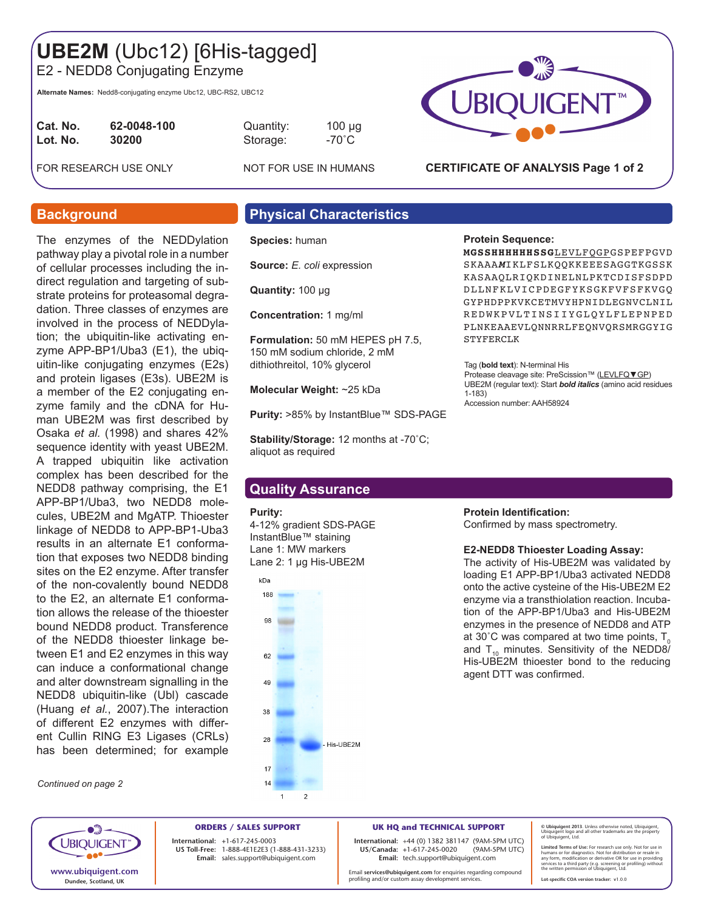# UBE2M (Ubc12) [6His-tagged]

E2 - NEDD8 Conjugating Enzyme

**Alternate Names:** Nedd8-conjugating enzyme Ubc12, UBC-RS2, UBC12

| | | | |
|---|---|---|---|
| **Cat. No.** | **62-0048-100** | Quantity: | 100 µg |
| **Lot. No.** | **30200** | Storage: | -70˚C |

FOR RESEARCH USE ONLY — NOT FOR USE IN HUMANS

**CERTIFICATE OF ANALYSIS Page 1 of 2**

## Background

The enzymes of the NEDDylation pathway play a pivotal role in a number of cellular processes including the indirect regulation and targeting of substrate proteins for proteasomal degradation. Three classes of enzymes are involved in the process of NEDDylation; the ubiquitin-like activating enzyme APP-BP1/Uba3 (E1), the ubiquitin-like conjugating enzymes (E2s) and protein ligases (E3s). UBE2M is a member of the E2 conjugating enzyme family and the cDNA for Human UBE2M was first described by Osaka *et al.* (1998) and shares 42% sequence identity with yeast UBE2M. A trapped ubiquitin like activation complex has been described for the NEDD8 pathway comprising, the E1 APP-BP1/Uba3, two NEDD8 molecules, UBE2M and MgATP. Thioester linkage of NEDD8 to APP-BP1-Uba3 results in an alternate E1 conformation that exposes two NEDD8 binding sites on the E2 enzyme. After transfer of the non-covalently bound NEDD8 to the E2, an alternate E1 conformation allows the release of the thioester bound NEDD8 product. Transference of the NEDD8 thioester linkage between E1 and E2 enzymes in this way can induce a conformational change and alter downstream signalling in the NEDD8 ubiquitin-like (Ubl) cascade (Huang *et al.*, 2007).The interaction of different E2 enzymes with different Cullin RING E3 Ligases (CRLs) has been determined; for example

*Continued on page 2*

## Physical Characteristics

**Species:** human

**Source:** *E. coli* expression

**Quantity:** 100 µg

**Concentration:** 1 mg/ml

**Formulation:** 50 mM HEPES pH 7.5, 150 mM sodium chloride, 2 mM dithiothreitol, 10% glycerol

**Molecular Weight:** ~25 kDa

**Purity:** >85% by InstantBlue™ SDS-PAGE

**Stability/Storage:** 12 months at -70˚C; aliquot as required

**Protein Sequence:**

**MGSSHHHHHHSSG**LEVLFQGPGSPEFPGVD
SKAAA***M***IKLFSLKQQKKEEESAGGTKGSSK
KASAAQLRIQKDINELNLPKTCDISFSDPD
DLLNFKLVICPDEGFYKSGKFVFSFKVGQ
GYPHDPPKVKCETMVYHPNIDLEGNVCLNIL
REDWKPVLTINSIIYGLQYLFLEPNPED
PLNKEAAEVLQNNRRLFEQNVQRSMRGGYIG
STYFERCLK

Tag (**bold text**): N-terminal His
Protease cleavage site: PreScission™ (LEVLFQ▼GP)
UBE2M (regular text): Start ***bold italics*** (amino acid residues 1-183)
Accession number: AAH58924

## Quality Assurance

**Purity:**
4-12% gradient SDS-PAGE
InstantBlue™ staining
Lane 1: MW markers
Lane 2: 1 µg His-UBE2M

kDa: 188, 98, 62, 49, 38, 28, 17, 14 — His-UBE2M — Lanes 1, 2

**Protein Identification:**
Confirmed by mass spectrometry.

**E2-NEDD8 Thioester Loading Assay:**
The activity of His-UBE2M was validated by loading E1 APP-BP1/Uba3 activated NEDD8 onto the active cysteine of the His-UBE2M E2 enzyme via a transthiolation reaction. Incubation of the APP-BP1/Uba3 and His-UBE2M enzymes in the presence of NEDD8 and ATP at 30˚C was compared at two time points, $T_0$ and $T_{10}$ minutes. Sensitivity of the NEDD8/His-UBE2M thioester bond to the reducing agent DTT was confirmed.

---

www.ubiquigent.com
Dundee, Scotland, UK

**ORDERS / SALES SUPPORT**
International: +1-617-245-0003
US Toll-Free: 1-888-4E1E2E3 (1-888-431-3233)
Email: sales.support@ubiquigent.com

**UK HQ and TECHNICAL SUPPORT**
International: +44 (0) 1382 381147 (9AM-5PM UTC)
US/Canada: +1-617-245-0020 (9AM-5PM UTC)
Email: tech.support@ubiquigent.com

Email **services@ubiquigent.com** for enquiries regarding compound profiling and/or custom assay development services.

**© Ubiquigent 2013.** Unless otherwise noted, Ubiquigent, Ubiquigent logo and all other trademarks are the property of Ubiquigent, Ltd.

**Limited Terms of Use:** For research use only. Not for use in humans or for diagnostics. Not for distribution or resale in any form, modification or derivative OR for use in providing services to a third party (e.g. screening or profiling) without the written permission of Ubiquigent, Ltd.

**Lot-specific COA version tracker:** v1.0.0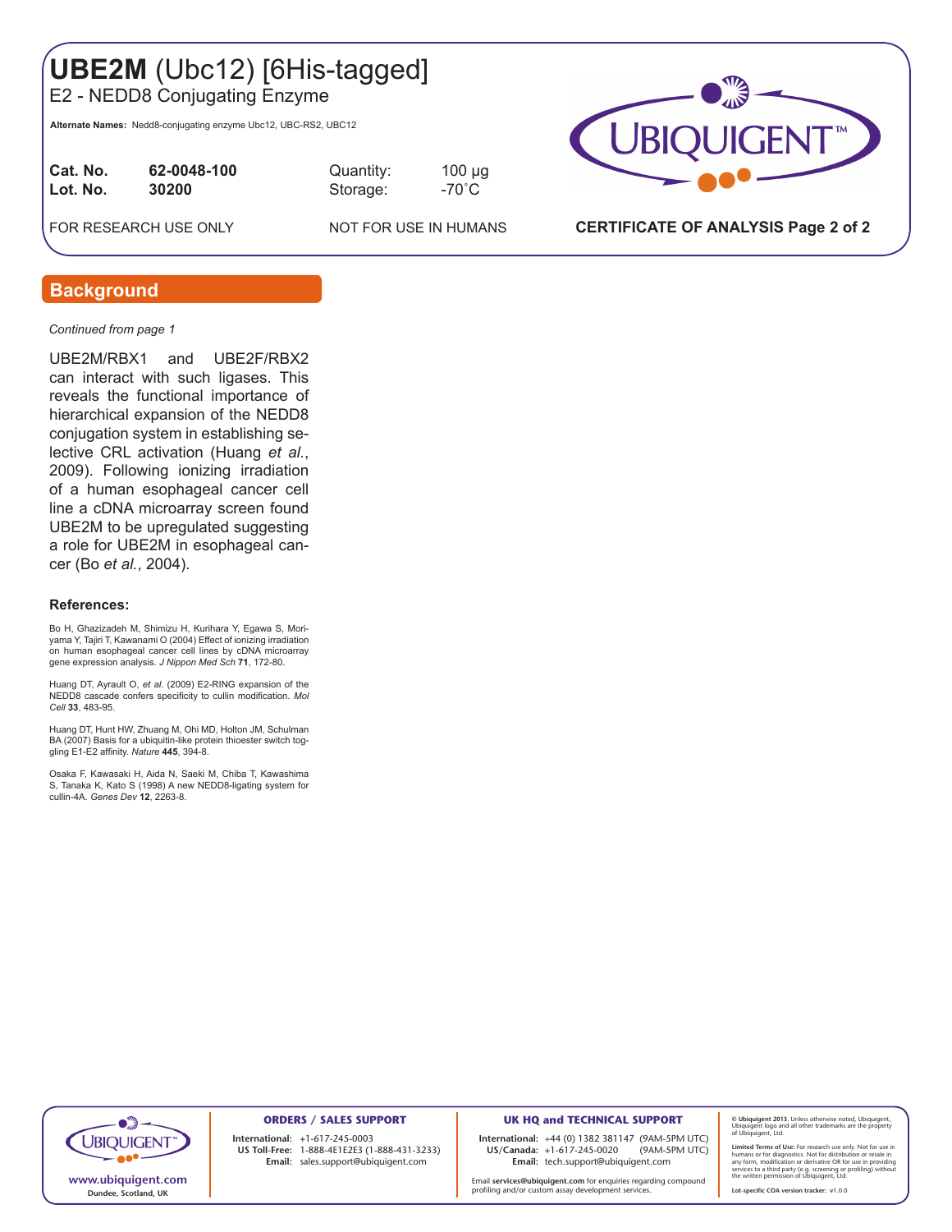# UBE2M (Ubc12) [6His-tagged]

E2 - NEDD8 Conjugating Enzyme

**Alternate Names:** Nedd8-conjugating enzyme Ubc12, UBC-RS2, UBC12

| | | | |
|---|---|---|---|
| **Cat. No.** | **62-0048-100** | Quantity: | 100 µg |
| **Lot. No.** | **30200** | Storage: | -70˚C |

FOR RESEARCH USE ONLY NOT FOR USE IN HUMANS

**CERTIFICATE OF ANALYSIS Page 2 of 2**

## Background

*Continued from page 1*

UBE2M/RBX1 and UBE2F/RBX2 can interact with such ligases. This reveals the functional importance of hierarchical expansion of the NEDD8 conjugation system in establishing selective CRL activation (Huang *et al.*, 2009). Following ionizing irradiation of a human esophageal cancer cell line a cDNA microarray screen found UBE2M to be upregulated suggesting a role for UBE2M in esophageal cancer (Bo *et al.*, 2004).

### References:

Bo H, Ghazizadeh M, Shimizu H, Kurihara Y, Egawa S, Moriyama Y, Tajiri T, Kawanami O (2004) Effect of ionizing irradiation on human esophageal cancer cell lines by cDNA microarray gene expression analysis. *J Nippon Med Sch* **71**, 172-80.

Huang DT, Ayrault O, *et al.* (2009) E2-RING expansion of the NEDD8 cascade confers specificity to cullin modification. *Mol Cell* **33**, 483-95.

Huang DT, Hunt HW, Zhuang M, Ohi MD, Holton JM, Schulman BA (2007) Basis for a ubiquitin-like protein thioester switch toggling E1-E2 affinity. *Nature* **445**, 394-8.

Osaka F, Kawasaki H, Aida N, Saeki M, Chiba T, Kawashima S, Tanaka K, Kato S (1998) A new NEDD8-ligating system for cullin-4A. *Genes Dev* **12**, 2263-8.

**www.ubiquigent.com**
Dundee, Scotland, UK

**ORDERS / SALES SUPPORT**
International: +1-617-245-0003
US Toll-Free: 1-888-4E1E2E3 (1-888-431-3233)
Email: sales.support@ubiquigent.com

**UK HQ and TECHNICAL SUPPORT**
International: +44 (0) 1382 381147 (9AM-5PM UTC)
US/Canada: +1-617-245-0020 (9AM-5PM UTC)
Email: tech.support@ubiquigent.com

Email **services@ubiquigent.com** for enquiries regarding compound profiling and/or custom assay development services.

**© Ubiquigent 2013**. Unless otherwise noted, Ubiquigent, Ubiquigent logo and all other trademarks are the property of Ubiquigent, Ltd.

**Limited Terms of Use:** For research use only. Not for use in humans or for diagnostics. Not for distribution or resale in any form, modification or derivative OR for use in providing services to a third party (e.g. screening or profiling) without the written permission of Ubiquigent, Ltd.

**Lot-specific COA version tracker:** v1.0.0